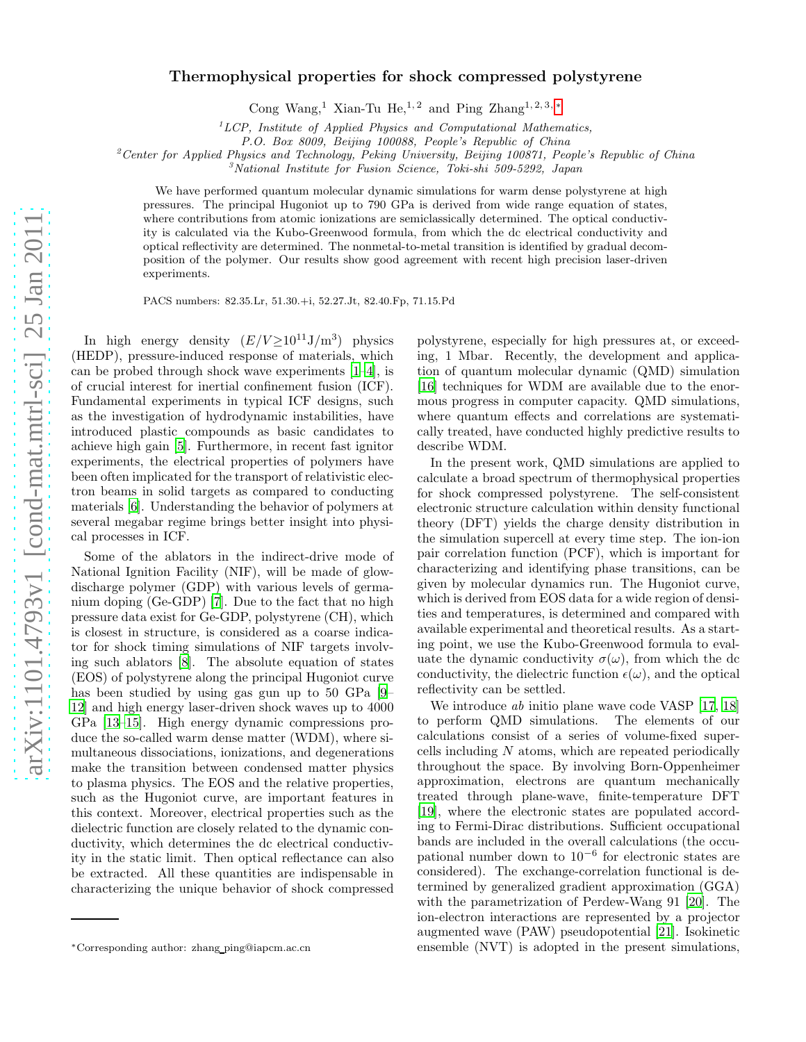# Thermophysical properties for shock compressed polystyrene

Cong Wang,[1] Xian-Tu He,[1,2] and Ping Zhang[1,2,3,*]

[1]*LCP, Institute of Applied Physics and Computational Mathematics, P.O. Box 8009, Beijing 100088, People's Republic of China*

[2]*Center for Applied Physics and Technology, Peking University, Beijing 100871, People's Republic of China*

[3]*National Institute for Fusion Science, Toki-shi 509-5292, Japan*

We have performed quantum molecular dynamic simulations for warm dense polystyrene at high pressures. The principal Hugoniot up to 790 GPa is derived from wide range equation of states, where contributions from atomic ionizations are semiclassically determined. The optical conductivity is calculated via the Kubo-Greenwood formula, from which the dc electrical conductivity and optical reflectivity are determined. The nonmetal-to-metal transition is identified by gradual decomposition of the polymer. Our results show good agreement with recent high precision laser-driven experiments.

PACS numbers: 82.35.Lr, 51.30.+i, 52.27.Jt, 82.40.Fp, 71.15.Pd

In high energy density ($E/V \geq 10^{11}$J/m$^3$) physics (HEDP), pressure-induced response of materials, which can be probed through shock wave experiments [1–4], is of crucial interest for inertial confinement fusion (ICF). Fundamental experiments in typical ICF designs, such as the investigation of hydrodynamic instabilities, have introduced plastic compounds as basic candidates to achieve high gain [5]. Furthermore, in recent fast ignitor experiments, the electrical properties of polymers have been often implicated for the transport of relativistic electron beams in solid targets as compared to conducting materials [6]. Understanding the behavior of polymers at several megabar regime brings better insight into physical processes in ICF.

Some of the ablators in the indirect-drive mode of National Ignition Facility (NIF), will be made of glow-discharge polymer (GDP) with various levels of germanium doping (Ge-GDP) [7]. Due to the fact that no high pressure data exist for Ge-GDP, polystyrene (CH), which is closest in structure, is considered as a coarse indicator for shock timing simulations of NIF targets involving such ablators [8]. The absolute equation of states (EOS) of polystyrene along the principal Hugoniot curve has been studied by using gas gun up to 50 GPa [9–12] and high energy laser-driven shock waves up to 4000 GPa [13–15]. High energy dynamic compressions produce the so-called warm dense matter (WDM), where simultaneous dissociations, ionizations, and degenerations make the transition between condensed matter physics to plasma physics. The EOS and the relative properties, such as the Hugoniot curve, are important features in this context. Moreover, electrical properties such as the dielectric function are closely related to the dynamic conductivity, which determines the dc electrical conductivity in the static limit. Then optical reflectance can also be extracted. All these quantities are indispensable in characterizing the unique behavior of shock compressed polystyrene, especially for high pressures at, or exceeding, 1 Mbar. Recently, the development and application of quantum molecular dynamic (QMD) simulation [16] techniques for WDM are available due to the enormous progress in computer capacity. QMD simulations, where quantum effects and correlations are systematically treated, have conducted highly predictive results to describe WDM.

In the present work, QMD simulations are applied to calculate a broad spectrum of thermophysical properties for shock compressed polystyrene. The self-consistent electronic structure calculation within density functional theory (DFT) yields the charge density distribution in the simulation supercell at every time step. The ion-ion pair correlation function (PCF), which is important for characterizing and identifying phase transitions, can be given by molecular dynamics run. The Hugoniot curve, which is derived from EOS data for a wide region of densities and temperatures, is determined and compared with available experimental and theoretical results. As a starting point, we use the Kubo-Greenwood formula to evaluate the dynamic conductivity $\sigma(\omega)$, from which the dc conductivity, the dielectric function $\epsilon(\omega)$, and the optical reflectivity can be settled.

We introduce *ab* initio plane wave code VASP [17, 18] to perform QMD simulations. The elements of our calculations consist of a series of volume-fixed supercells including $N$ atoms, which are repeated periodically throughout the space. By involving Born-Oppenheimer approximation, electrons are quantum mechanically treated through plane-wave, finite-temperature DFT [19], where the electronic states are populated according to Fermi-Dirac distributions. Sufficient occupational bands are included in the overall calculations (the occupational number down to $10^{-6}$ for electronic states are considered). The exchange-correlation functional is determined by generalized gradient approximation (GGA) with the parametrization of Perdew-Wang 91 [20]. The ion-electron interactions are represented by a projector augmented wave (PAW) pseudopotential [21]. Isokinetic ensemble (NVT) is adopted in the present simulations,

*Corresponding author: zhang_ping@iapcm.ac.cn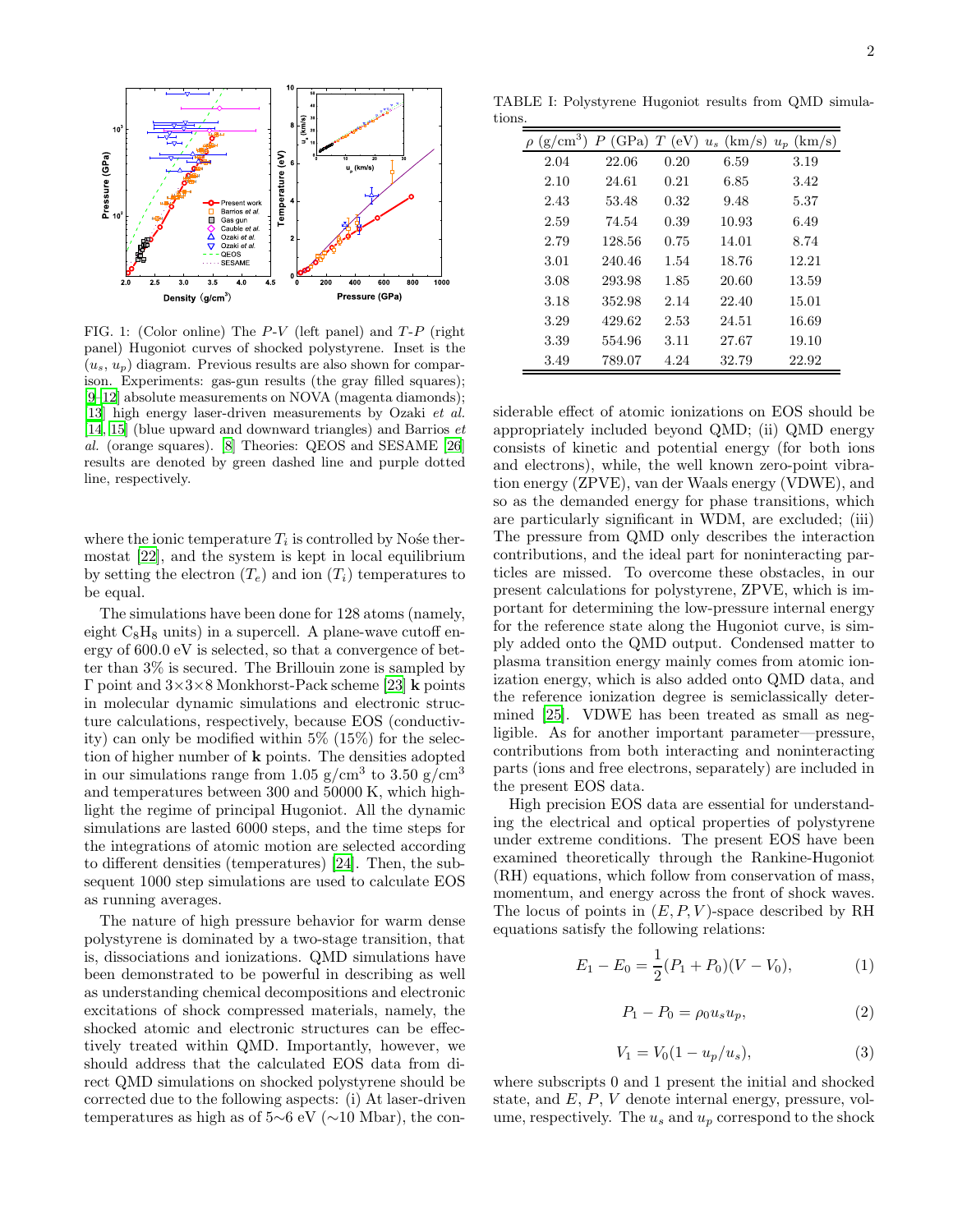FIG. 1: (Color online) The $P$-$V$ (left panel) and $T$-$P$ (right panel) Hugoniot curves of shocked polystyrene. Inset is the ($u_s$, $u_p$) diagram. Previous results are also shown for comparison. Experiments: gas-gun results (the gray filled squares); [9–12] absolute measurements on NOVA (magenta diamonds); [13] high energy laser-driven measurements by Ozaki *et al.* [14, 15] (blue upward and downward triangles) and Barrios *et al.* (orange squares). [8] Theories: QEOS and SESAME [26] results are denoted by green dashed line and purple dotted line, respectively.

where the ionic temperature $T_i$ is controlled by Nośe thermostat [22], and the system is kept in local equilibrium by setting the electron ($T_e$) and ion ($T_i$) temperatures to be equal.

The simulations have been done for 128 atoms (namely, eight $C_8H_8$ units) in a supercell. A plane-wave cutoff energy of 600.0 eV is selected, so that a convergence of better than 3% is secured. The Brillouin zone is sampled by Γ point and 3×3×8 Monkhorst-Pack scheme [23] **k** points in molecular dynamic simulations and electronic structure calculations, respectively, because EOS (conductivity) can only be modified within 5% (15%) for the selection of higher number of **k** points. The densities adopted in our simulations range from 1.05 g/cm$^3$ to 3.50 g/cm$^3$ and temperatures between 300 and 50000 K, which highlight the regime of principal Hugoniot. All the dynamic simulations are lasted 6000 steps, and the time steps for the integrations of atomic motion are selected according to different densities (temperatures) [24]. Then, the subsequent 1000 step simulations are used to calculate EOS as running averages.

The nature of high pressure behavior for warm dense polystyrene is dominated by a two-stage transition, that is, dissociations and ionizations. QMD simulations have been demonstrated to be powerful in describing as well as understanding chemical decompositions and electronic excitations of shock compressed materials, namely, the shocked atomic and electronic structures can be effectively treated within QMD. Importantly, however, we should address that the calculated EOS data from direct QMD simulations on shocked polystyrene should be corrected due to the following aspects: (i) At laser-driven temperatures as high as of 5∼6 eV (∼10 Mbar), the considerable effect of atomic ionizations on EOS should be appropriately included beyond QMD; (ii) QMD energy consists of kinetic and potential energy (for both ions and electrons), while, the well known zero-point vibration energy (ZPVE), van der Waals energy (VDWE), and so as the demanded energy for phase transitions, which are particularly significant in WDM, are excluded; (iii) The pressure from QMD only describes the interaction contributions, and the ideal part for noninteracting particles are missed. To overcome these obstacles, in our present calculations for polystyrene, ZPVE, which is important for determining the low-pressure internal energy for the reference state along the Hugoniot curve, is simply added onto the QMD output. Condensed matter to plasma transition energy mainly comes from atomic ionization energy, which is also added onto QMD data, and the reference ionization degree is semiclassically determined [25]. VDWE has been treated as small as negligible. As for another important parameter—pressure, contributions from both interacting and noninteracting parts (ions and free electrons, separately) are included in the present EOS data.

TABLE I: Polystyrene Hugoniot results from QMD simulations.

| $\rho$ (g/cm$^3$) | $P$ (GPa) | $T$ (eV) | $u_s$ (km/s) | $u_p$ (km/s) |
|---|---|---|---|---|
| 2.04 | 22.06 | 0.20 | 6.59 | 3.19 |
| 2.10 | 24.61 | 0.21 | 6.85 | 3.42 |
| 2.43 | 53.48 | 0.32 | 9.48 | 5.37 |
| 2.59 | 74.54 | 0.39 | 10.93 | 6.49 |
| 2.79 | 128.56 | 0.75 | 14.01 | 8.74 |
| 3.01 | 240.46 | 1.54 | 18.76 | 12.21 |
| 3.08 | 293.98 | 1.85 | 20.60 | 13.59 |
| 3.18 | 352.98 | 2.14 | 22.40 | 15.01 |
| 3.29 | 429.62 | 2.53 | 24.51 | 16.69 |
| 3.39 | 554.96 | 3.11 | 27.67 | 19.10 |
| 3.49 | 789.07 | 4.24 | 32.79 | 22.92 |

High precision EOS data are essential for understanding the electrical and optical properties of polystyrene under extreme conditions. The present EOS have been examined theoretically through the Rankine-Hugoniot (RH) equations, which follow from conservation of mass, momentum, and energy across the front of shock waves. The locus of points in $(E, P, V)$-space described by RH equations satisfy the following relations:

$$E_1 - E_0 = \frac{1}{2}(P_1 + P_0)(V - V_0), \tag{1}$$

$$P_1 - P_0 = \rho_0 u_s u_p, \tag{2}$$

$$V_1 = V_0(1 - u_p/u_s), \tag{3}$$

where subscripts 0 and 1 present the initial and shocked state, and $E$, $P$, $V$ denote internal energy, pressure, volume, respectively. The $u_s$ and $u_p$ correspond to the shock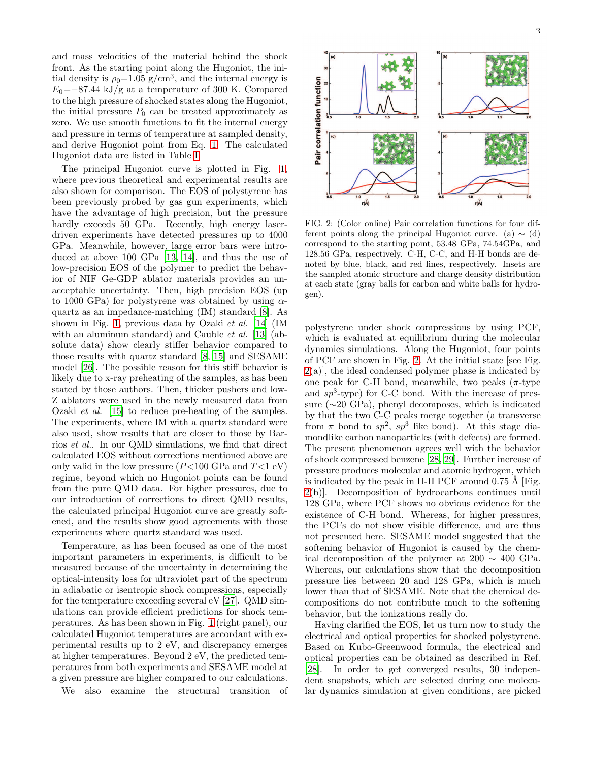and mass velocities of the material behind the shock front. As the starting point along the Hugoniot, the initial density is $\rho_0$=1.05 g/cm$^3$, and the internal energy is $E_0$=−87.44 kJ/g at a temperature of 300 K. Compared to the high pressure of shocked states along the Hugoniot, the initial pressure $P_0$ can be treated approximately as zero. We use smooth functions to fit the internal energy and pressure in terms of temperature at sampled density, and derive Hugoniot point from Eq. 1. The calculated Hugoniot data are listed in Table I.

The principal Hugoniot curve is plotted in Fig. 1, where previous theoretical and experimental results are also shown for comparison. The EOS of polystyrene has been previously probed by gas gun experiments, which have the advantage of high precision, but the pressure hardly exceeds 50 GPa. Recently, high energy laser-driven experiments have detected pressures up to 4000 GPa. Meanwhile, however, large error bars were introduced at above 100 GPa [13, 14], and thus the use of low-precision EOS of the polymer to predict the behavior of NIF Ge-GDP ablator materials provides an unacceptable uncertainty. Then, high precision EOS (up to 1000 GPa) for polystyrene was obtained by using $\alpha$-quartz as an impedance-matching (IM) standard [8]. As shown in Fig. 1 previous data by Ozaki *et al.* [14] (IM with an aluminum standard) and Cauble *et al.* [13] (absolute data) show clearly stiffer behavior compared to those results with quartz standard [8, 15] and SESAME model [26]. The possible reason for this stiff behavior is likely due to x-ray preheating of the samples, as has been stated by those authors. Then, thicker pushers and low-Z ablators were used in the newly measured data from Ozaki *et al.* [15] to reduce pre-heating of the samples. The experiments, where IM with a quartz standard were also used, show results that are closer to those by Barrios *et al.*. In our QMD simulations, we find that direct calculated EOS without corrections mentioned above are only valid in the low pressure ($P$<100 GPa and $T$<1 eV) regime, beyond which no Hugoniot points can be found from the pure QMD data. For higher pressures, due to our introduction of corrections to direct QMD results, the calculated principal Hugoniot curve are greatly softened, and the results show good agreements with those experiments where quartz standard was used.

Temperature, as has been focused as one of the most important parameters in experiments, is difficult to be measured because of the uncertainty in determining the optical-intensity loss for ultraviolet part of the spectrum in adiabatic or isentropic shock compressions, especially for the temperature exceeding several eV [27]. QMD simulations can provide efficient predictions for shock temperatures. As has been shown in Fig. 1 (right panel), our calculated Hugoniot temperatures are accordant with experimental results up to 2 eV, and discrepancy emerges at higher temperatures. Beyond 2 eV, the predicted temperatures from both experiments and SESAME model at a given pressure are higher compared to our calculations.

We also examine the structural transition of polystyrene under shock compressions by using PCF, which is evaluated at equilibrium during the molecular dynamics simulations. Along the Hugoniot, four points of PCF are shown in Fig. 2. At the initial state [see Fig. 2(a)], the ideal condensed polymer phase is indicated by one peak for C-H bond, meanwhile, two peaks ($\pi$-type and $sp^3$-type) for C-C bond. With the increase of pressure (∼20 GPa), phenyl decomposes, which is indicated by that the two C-C peaks merge together (a transverse from $\pi$ bond to $sp^2$, $sp^3$ like bond). At this stage diamondlike carbon nanoparticles (with defects) are formed. The present phenomenon agrees well with the behavior of shock compressed benzene [28, 29]. Further increase of pressure produces molecular and atomic hydrogen, which is indicated by the peak in H-H PCF around 0.75 Å [Fig. 2(b)]. Decomposition of hydrocarbons continues until 128 GPa, where PCF shows no obvious evidence for the existence of C-H bond. Whereas, for higher pressures, the PCFs do not show visible difference, and are thus not presented here. SESAME model suggested that the softening behavior of Hugoniot is caused by the chemical decomposition of the polymer at 200 ∼ 400 GPa. Whereas, our calculations show that the decomposition pressure lies between 20 and 128 GPa, which is much lower than that of SESAME. Note that the chemical decompositions do not contribute much to the softening behavior, but the ionizations really do.

FIG. 2: (Color online) Pair correlation functions for four different points along the principal Hugoniot curve. (a) ∼ (d) correspond to the starting point, 53.48 GPa, 74.54GPa, and 128.56 GPa, respectively. C-H, C-C, and H-H bonds are denoted by blue, black, and red lines, respectively. Insets are the sampled atomic structure and charge density distribution at each state (gray balls for carbon and white balls for hydrogen).

Having clarified the EOS, let us turn now to study the electrical and optical properties for shocked polystyrene. Based on Kubo-Greenwood formula, the electrical and optical properties can be obtained as described in Ref. [28]. In order to get converged results, 30 independent snapshots, which are selected during one molecular dynamics simulation at given conditions, are picked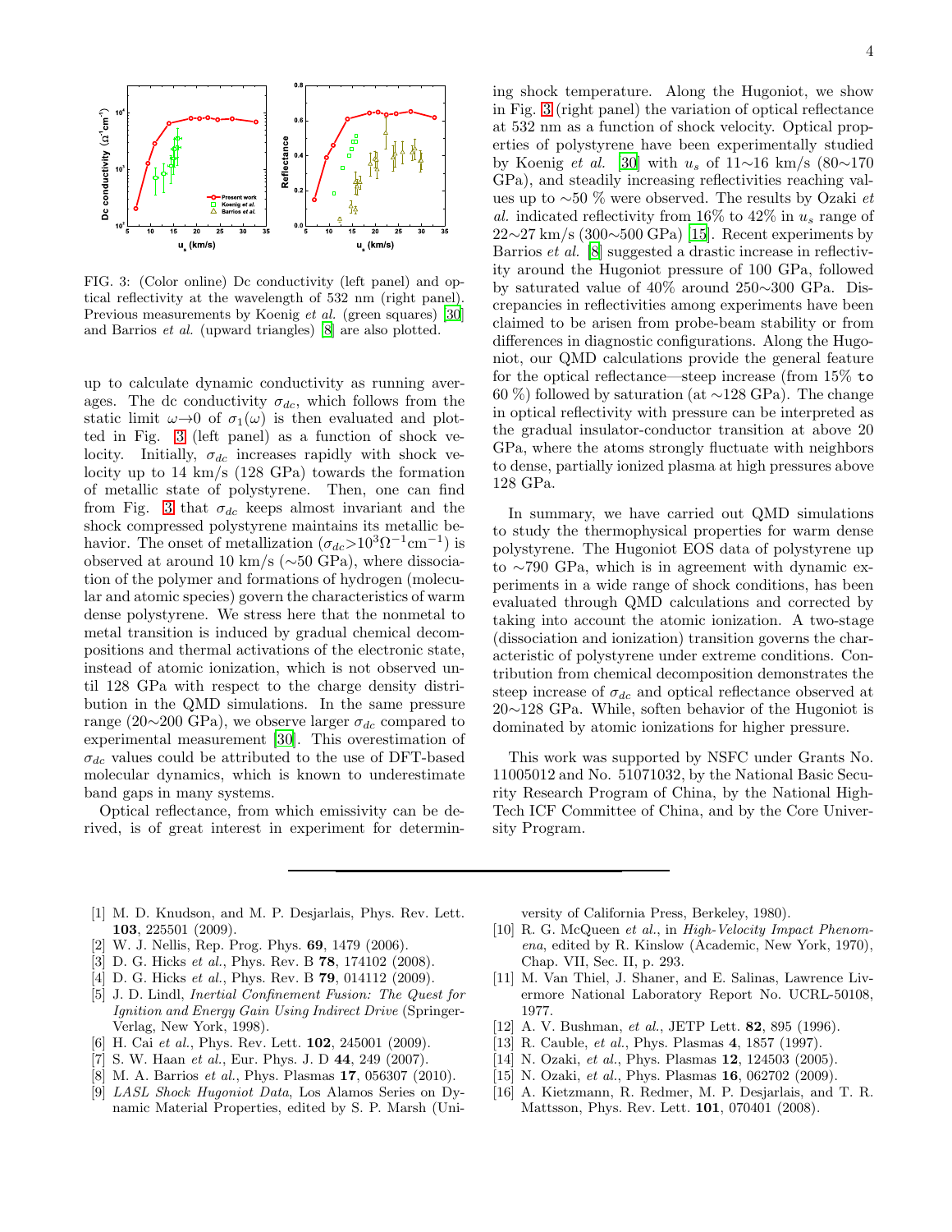FIG. 3: (Color online) Dc conductivity (left panel) and optical reflectivity at the wavelength of 532 nm (right panel). Previous measurements by Koenig *et al.* (green squares) [30] and Barrios *et al.* (upward triangles) [8] are also plotted.

up to calculate dynamic conductivity as running averages. The dc conductivity $\sigma_{dc}$, which follows from the static limit $\omega \to 0$ of $\sigma_1(\omega)$ is then evaluated and plotted in Fig. 3 (left panel) as a function of shock velocity. Initially, $\sigma_{dc}$ increases rapidly with shock velocity up to 14 km/s (128 GPa) towards the formation of metallic state of polystyrene. Then, one can find from Fig. 3 that $\sigma_{dc}$ keeps almost invariant and the shock compressed polystyrene maintains its metallic behavior. The onset of metallization ($\sigma_{dc}>10^3\Omega^{-1}\text{cm}^{-1}$) is observed at around 10 km/s (~50 GPa), where dissociation of the polymer and formations of hydrogen (molecular and atomic species) govern the characteristics of warm dense polystyrene. We stress here that the nonmetal to metal transition is induced by gradual chemical decompositions and thermal activations of the electronic state, instead of atomic ionization, which is not observed until 128 GPa with respect to the charge density distribution in the QMD simulations. In the same pressure range (20~200 GPa), we observe larger $\sigma_{dc}$ compared to experimental measurement [30]. This overestimation of $\sigma_{dc}$ values could be attributed to the use of DFT-based molecular dynamics, which is known to underestimate band gaps in many systems.

Optical reflectance, from which emissivity can be derived, is of great interest in experiment for determining shock temperature. Along the Hugoniot, we show in Fig. 3 (right panel) the variation of optical reflectance at 532 nm as a function of shock velocity. Optical properties of polystyrene have been experimentally studied by Koenig *et al.* [30] with $u_s$ of 11~16 km/s (80~170 GPa), and steadily increasing reflectivities reaching values up to ~50 % were observed. The results by Ozaki *et al.* indicated reflectivity from 16% to 42% in $u_s$ range of 22~27 km/s (300~500 GPa) [15]. Recent experiments by Barrios *et al.* [8] suggested a drastic increase in reflectivity around the Hugoniot pressure of 100 GPa, followed by saturated value of 40% around 250~300 GPa. Discrepancies in reflectivities among experiments have been claimed to be arisen from probe-beam stability or from differences in diagnostic configurations. Along the Hugoniot, our QMD calculations provide the general feature for the optical reflectance—steep increase (from 15% to 60 %) followed by saturation (at ~128 GPa). The change in optical reflectivity with pressure can be interpreted as the gradual insulator-conductor transition at above 20 GPa, where the atoms strongly fluctuate with neighbors to dense, partially ionized plasma at high pressures above 128 GPa.

In summary, we have carried out QMD simulations to study the thermophysical properties for warm dense polystyrene. The Hugoniot EOS data of polystyrene up to ~790 GPa, which is in agreement with dynamic experiments in a wide range of shock conditions, has been evaluated through QMD calculations and corrected by taking into account the atomic ionization. A two-stage (dissociation and ionization) transition governs the characteristic of polystyrene under extreme conditions. Contribution from chemical decomposition demonstrates the steep increase of $\sigma_{dc}$ and optical reflectance observed at 20~128 GPa. While, soften behavior of the Hugoniot is dominated by atomic ionizations for higher pressure.

This work was supported by NSFC under Grants No. 11005012 and No. 51071032, by the National Basic Security Research Program of China, by the National High-Tech ICF Committee of China, and by the Core University Program.

---

[1] M. D. Knudson, and M. P. Desjarlais, Phys. Rev. Lett. **103**, 225501 (2009).
[2] W. J. Nellis, Rep. Prog. Phys. **69**, 1479 (2006).
[3] D. G. Hicks *et al.*, Phys. Rev. B **78**, 174102 (2008).
[4] D. G. Hicks *et al.*, Phys. Rev. B **79**, 014112 (2009).
[5] J. D. Lindl, *Inertial Confinement Fusion: The Quest for Ignition and Energy Gain Using Indirect Drive* (Springer-Verlag, New York, 1998).
[6] H. Cai *et al.*, Phys. Rev. Lett. **102**, 245001 (2009).
[7] S. W. Haan *et al.*, Eur. Phys. J. D **44**, 249 (2007).
[8] M. A. Barrios *et al.*, Phys. Plasmas **17**, 056307 (2010).
[9] *LASL Shock Hugoniot Data*, Los Alamos Series on Dynamic Material Properties, edited by S. P. Marsh (University of California Press, Berkeley, 1980).
[10] R. G. McQueen *et al.*, in *High-Velocity Impact Phenomena*, edited by R. Kinslow (Academic, New York, 1970), Chap. VII, Sec. II, p. 293.
[11] M. Van Thiel, J. Shaner, and E. Salinas, Lawrence Livermore National Laboratory Report No. UCRL-50108, 1977.
[12] A. V. Bushman, *et al.*, JETP Lett. **82**, 895 (1996).
[13] R. Cauble, *et al.*, Phys. Plasmas **4**, 1857 (1997).
[14] N. Ozaki, *et al.*, Phys. Plasmas **12**, 124503 (2005).
[15] N. Ozaki, *et al.*, Phys. Plasmas **16**, 062702 (2009).
[16] A. Kietzmann, R. Redmer, M. P. Desjarlais, and T. R. Mattsson, Phys. Rev. Lett. **101**, 070401 (2008).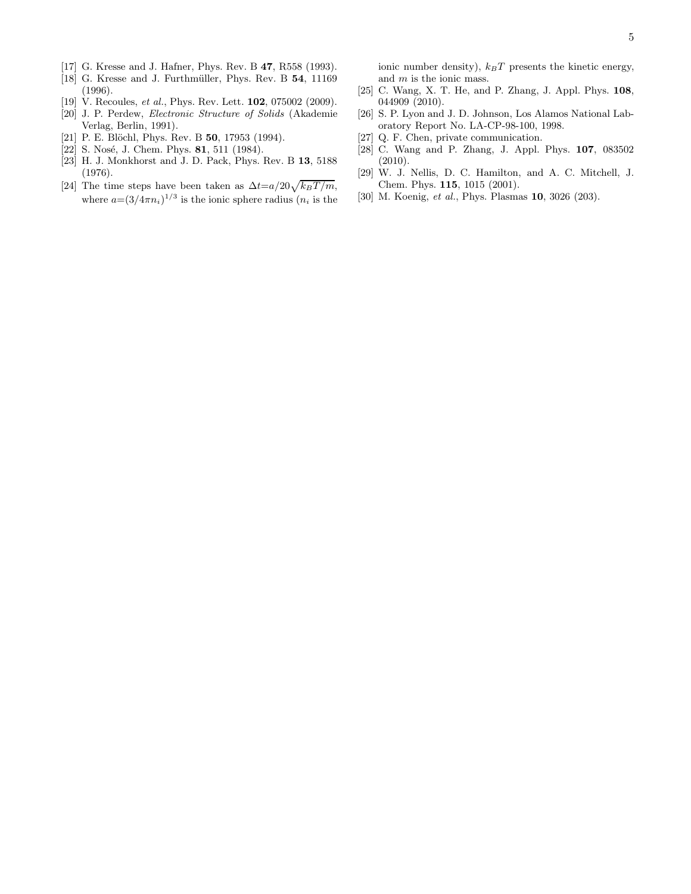[17] G. Kresse and J. Hafner, Phys. Rev. B **47**, R558 (1993).

[18] G. Kresse and J. Furthmüller, Phys. Rev. B **54**, 11169 (1996).

[19] V. Recoules, *et al.*, Phys. Rev. Lett. **102**, 075002 (2009).

[20] J. P. Perdew, *Electronic Structure of Solids* (Akademie Verlag, Berlin, 1991).

[21] P. E. Blöchl, Phys. Rev. B **50**, 17953 (1994).

[22] S. Nosé, J. Chem. Phys. **81**, 511 (1984).

[23] H. J. Monkhorst and J. D. Pack, Phys. Rev. B **13**, 5188 (1976).

[24] The time steps have been taken as $\Delta t$=$a/20\sqrt{k_BT/m}$, where $a$=$(3/4\pi n_i)^{1/3}$ is the ionic sphere radius ($n_i$ is the ionic number density), $k_BT$ presents the kinetic energy, and $m$ is the ionic mass.

[25] C. Wang, X. T. He, and P. Zhang, J. Appl. Phys. **108**, 044909 (2010).

[26] S. P. Lyon and J. D. Johnson, Los Alamos National Laboratory Report No. LA-CP-98-100, 1998.

[27] Q. F. Chen, private communication.

[28] C. Wang and P. Zhang, J. Appl. Phys. **107**, 083502 (2010).

[29] W. J. Nellis, D. C. Hamilton, and A. C. Mitchell, J. Chem. Phys. **115**, 1015 (2001).

[30] M. Koenig, *et al.*, Phys. Plasmas **10**, 3026 (203).